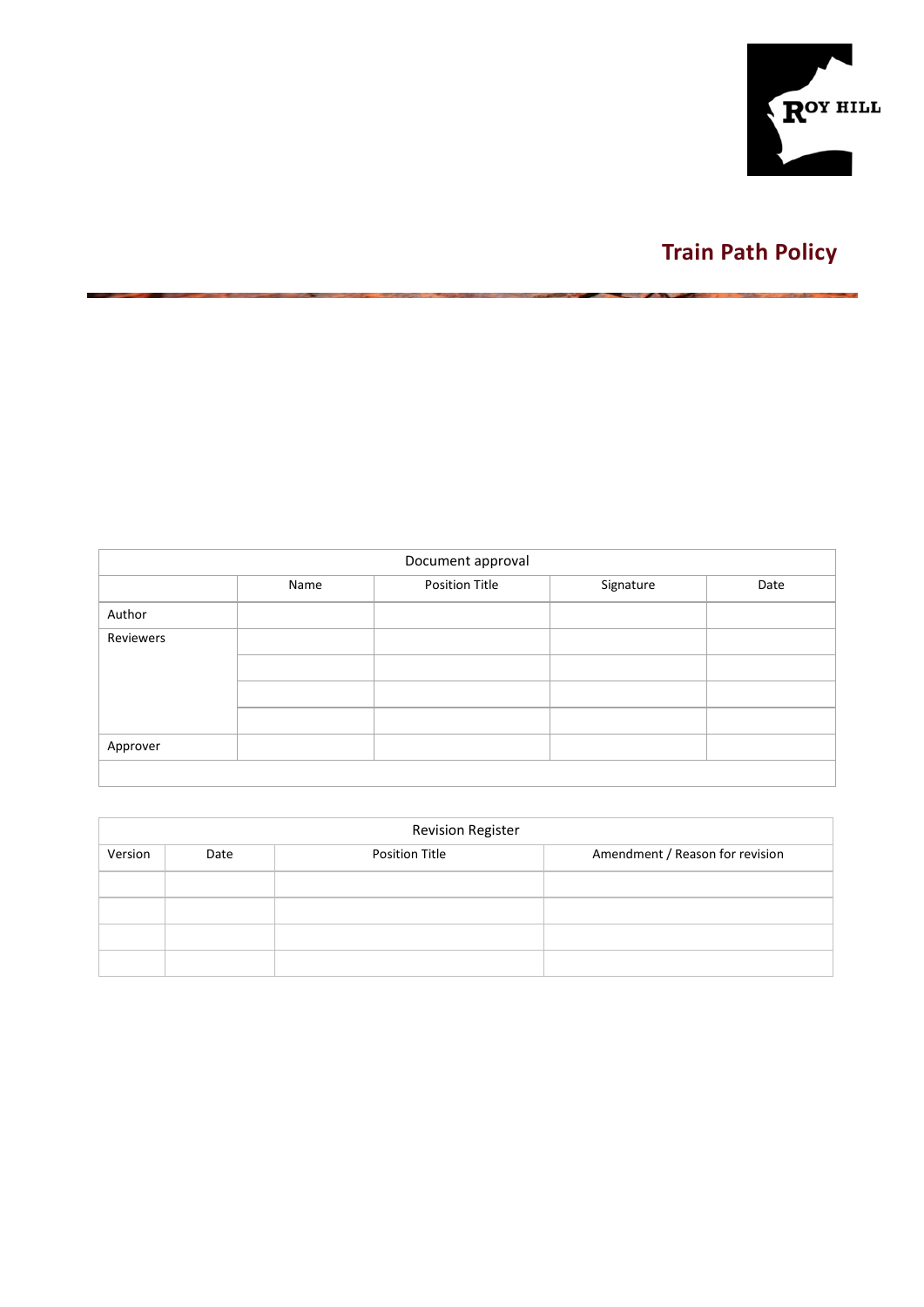ROY HILL

# Train Path Policy

| Document approval | | | | |
|---|---|---|---|---|
| | Name | Position Title | Signature | Date |
| Author | | | | |
| Reviewers | | | | |
| | | | | |
| | | | | |
| | | | | |
| Approver | | | | |
| | | | | |

| Revision Register | | | |
|---|---|---|---|
| Version | Date | Position Title | Amendment / Reason for revision |
| | | | |
| | | | |
| | | | |
| | | | |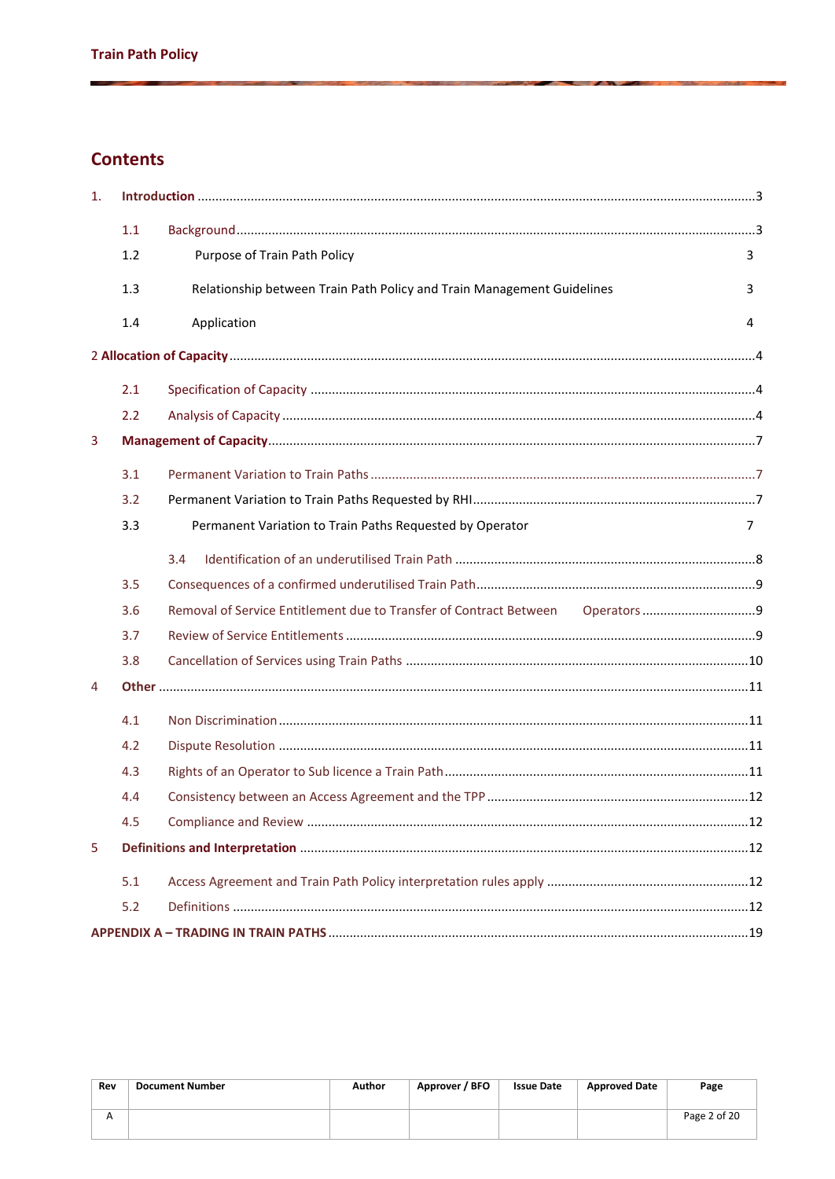## Contents

1. **Introduction** ... 3
   - 1.1 Background ... 3
   - 1.2 Purpose of Train Path Policy 3
   - 1.3 Relationship between Train Path Policy and Train Management Guidelines 3
   - 1.4 Application 4

2 **Allocation of Capacity** ... 4
   - 2.1 Specification of Capacity ... 4
   - 2.2 Analysis of Capacity ... 4

3 **Management of Capacity** ... 7
   - 3.1 Permanent Variation to Train Paths ... 7
   - 3.2 Permanent Variation to Train Paths Requested by RHI ... 7
   - 3.3 Permanent Variation to Train Paths Requested by Operator 7
   - 3.4 Identification of an underutilised Train Path ... 8
   - 3.5 Consequences of a confirmed underutilised Train Path ... 9
   - 3.6 Removal of Service Entitlement due to Transfer of Contract Between Operators ... 9
   - 3.7 Review of Service Entitlements ... 9
   - 3.8 Cancellation of Services using Train Paths ... 10

4 **Other** ... 11
   - 4.1 Non Discrimination ... 11
   - 4.2 Dispute Resolution ... 11
   - 4.3 Rights of an Operator to Sub licence a Train Path ... 11
   - 4.4 Consistency between an Access Agreement and the TPP ... 12
   - 4.5 Compliance and Review ... 12

5 **Definitions and Interpretation** ... 12
   - 5.1 Access Agreement and Train Path Policy interpretation rules apply ... 12
   - 5.2 Definitions ... 12

**APPENDIX A – TRADING IN TRAIN PATHS** ... 19

| Rev | Document Number | Author | Approver / BFO | Issue Date | Approved Date | Page |
|---|---|---|---|---|---|---|
| A | | | | | | Page 2 of 20 |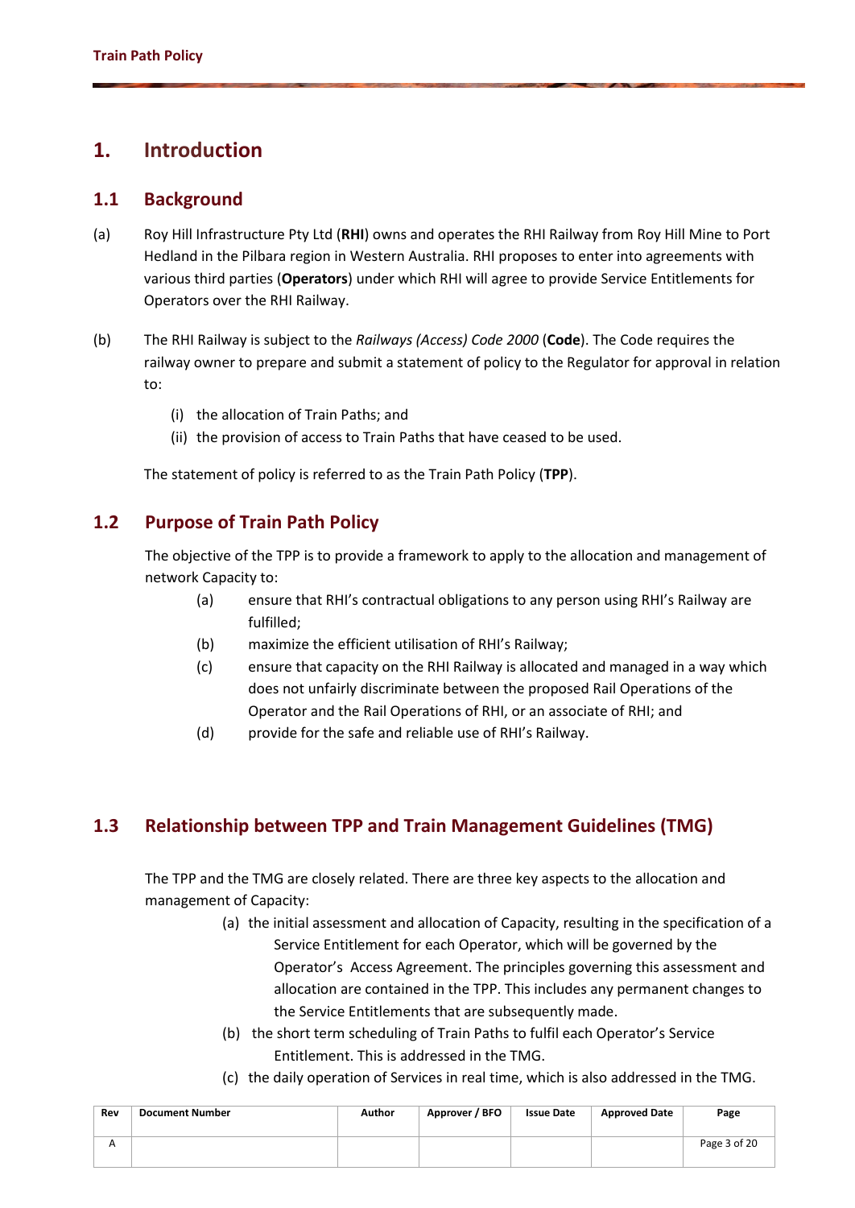# 1. Introduction

## 1.1 Background

(a) Roy Hill Infrastructure Pty Ltd (**RHI**) owns and operates the RHI Railway from Roy Hill Mine to Port Hedland in the Pilbara region in Western Australia. RHI proposes to enter into agreements with various third parties (**Operators**) under which RHI will agree to provide Service Entitlements for Operators over the RHI Railway.

(b) The RHI Railway is subject to the *Railways (Access) Code 2000* (**Code**). The Code requires the railway owner to prepare and submit a statement of policy to the Regulator for approval in relation to:

  (i) the allocation of Train Paths; and
  (ii) the provision of access to Train Paths that have ceased to be used.

The statement of policy is referred to as the Train Path Policy (**TPP**).

## 1.2 Purpose of Train Path Policy

The objective of the TPP is to provide a framework to apply to the allocation and management of network Capacity to:

(a) ensure that RHI's contractual obligations to any person using RHI's Railway are fulfilled;

(b) maximize the efficient utilisation of RHI's Railway;

(c) ensure that capacity on the RHI Railway is allocated and managed in a way which does not unfairly discriminate between the proposed Rail Operations of the Operator and the Rail Operations of RHI, or an associate of RHI; and

(d) provide for the safe and reliable use of RHI's Railway.

## 1.3 Relationship between TPP and Train Management Guidelines (TMG)

The TPP and the TMG are closely related. There are three key aspects to the allocation and management of Capacity:

(a) the initial assessment and allocation of Capacity, resulting in the specification of a Service Entitlement for each Operator, which will be governed by the Operator's Access Agreement. The principles governing this assessment and allocation are contained in the TPP. This includes any permanent changes to the Service Entitlements that are subsequently made.

(b) the short term scheduling of Train Paths to fulfil each Operator's Service Entitlement. This is addressed in the TMG.

(c) the daily operation of Services in real time, which is also addressed in the TMG.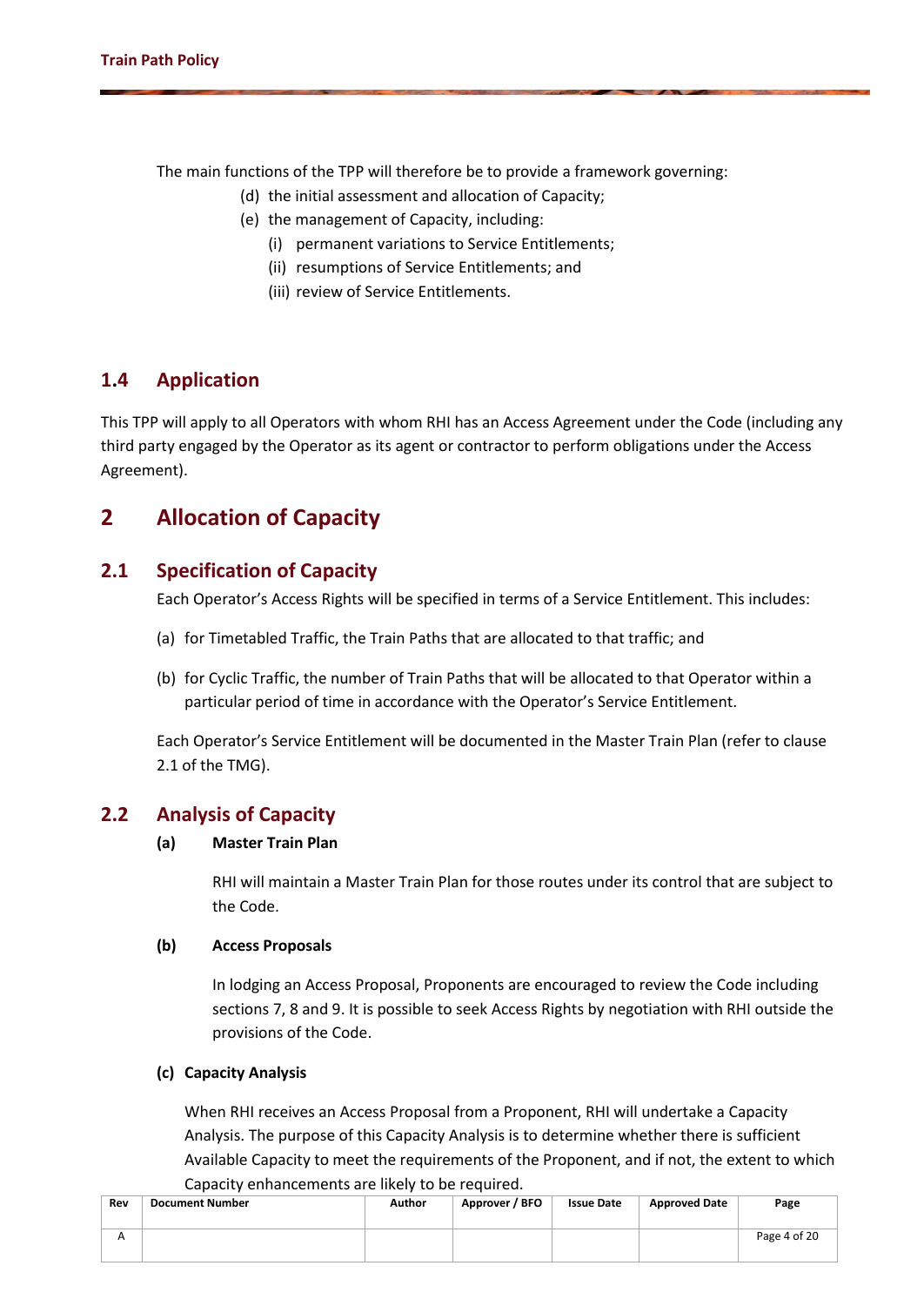The main functions of the TPP will therefore be to provide a framework governing:

(d) the initial assessment and allocation of Capacity;

(e) the management of Capacity, including:

   (i) permanent variations to Service Entitlements;

   (ii) resumptions of Service Entitlements; and

   (iii) review of Service Entitlements.

## 1.4 Application

This TPP will apply to all Operators with whom RHI has an Access Agreement under the Code (including any third party engaged by the Operator as its agent or contractor to perform obligations under the Access Agreement).

# 2 Allocation of Capacity

## 2.1 Specification of Capacity

Each Operator's Access Rights will be specified in terms of a Service Entitlement. This includes:

(a) for Timetabled Traffic, the Train Paths that are allocated to that traffic; and

(b) for Cyclic Traffic, the number of Train Paths that will be allocated to that Operator within a particular period of time in accordance with the Operator's Service Entitlement.

Each Operator's Service Entitlement will be documented in the Master Train Plan (refer to clause 2.1 of the TMG).

## 2.2 Analysis of Capacity

**(a) Master Train Plan**

RHI will maintain a Master Train Plan for those routes under its control that are subject to the Code.

**(b) Access Proposals**

In lodging an Access Proposal, Proponents are encouraged to review the Code including sections 7, 8 and 9. It is possible to seek Access Rights by negotiation with RHI outside the provisions of the Code.

**(c) Capacity Analysis**

When RHI receives an Access Proposal from a Proponent, RHI will undertake a Capacity Analysis. The purpose of this Capacity Analysis is to determine whether there is sufficient Available Capacity to meet the requirements of the Proponent, and if not, the extent to which Capacity enhancements are likely to be required.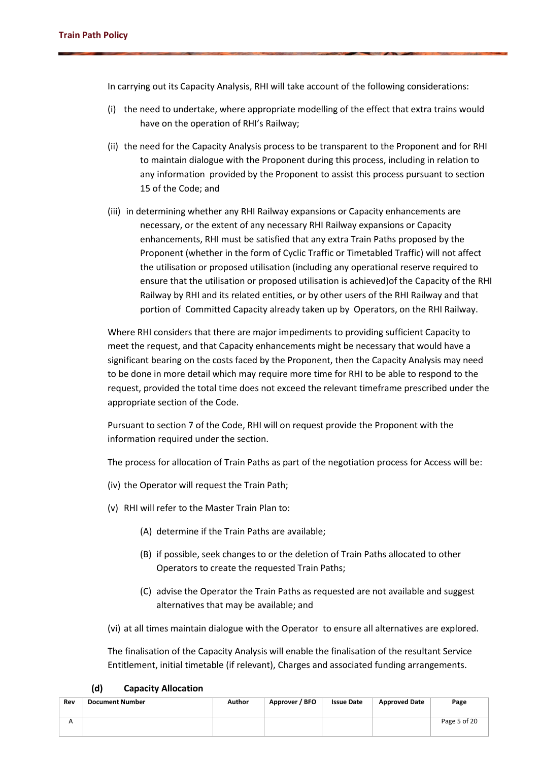In carrying out its Capacity Analysis, RHI will take account of the following considerations:

(i) the need to undertake, where appropriate modelling of the effect that extra trains would have on the operation of RHI's Railway;

(ii) the need for the Capacity Analysis process to be transparent to the Proponent and for RHI to maintain dialogue with the Proponent during this process, including in relation to any information provided by the Proponent to assist this process pursuant to section 15 of the Code; and

(iii) in determining whether any RHI Railway expansions or Capacity enhancements are necessary, or the extent of any necessary RHI Railway expansions or Capacity enhancements, RHI must be satisfied that any extra Train Paths proposed by the Proponent (whether in the form of Cyclic Traffic or Timetabled Traffic) will not affect the utilisation or proposed utilisation (including any operational reserve required to ensure that the utilisation or proposed utilisation is achieved)of the Capacity of the RHI Railway by RHI and its related entities, or by other users of the RHI Railway and that portion of Committed Capacity already taken up by Operators, on the RHI Railway.

Where RHI considers that there are major impediments to providing sufficient Capacity to meet the request, and that Capacity enhancements might be necessary that would have a significant bearing on the costs faced by the Proponent, then the Capacity Analysis may need to be done in more detail which may require more time for RHI to be able to respond to the request, provided the total time does not exceed the relevant timeframe prescribed under the appropriate section of the Code.

Pursuant to section 7 of the Code, RHI will on request provide the Proponent with the information required under the section.

The process for allocation of Train Paths as part of the negotiation process for Access will be:

(iv) the Operator will request the Train Path;

(v) RHI will refer to the Master Train Plan to:

  (A) determine if the Train Paths are available;

  (B) if possible, seek changes to or the deletion of Train Paths allocated to other Operators to create the requested Train Paths;

  (C) advise the Operator the Train Paths as requested are not available and suggest alternatives that may be available; and

(vi) at all times maintain dialogue with the Operator to ensure all alternatives are explored.

The finalisation of the Capacity Analysis will enable the finalisation of the resultant Service Entitlement, initial timetable (if relevant), Charges and associated funding arrangements.

### (d) Capacity Allocation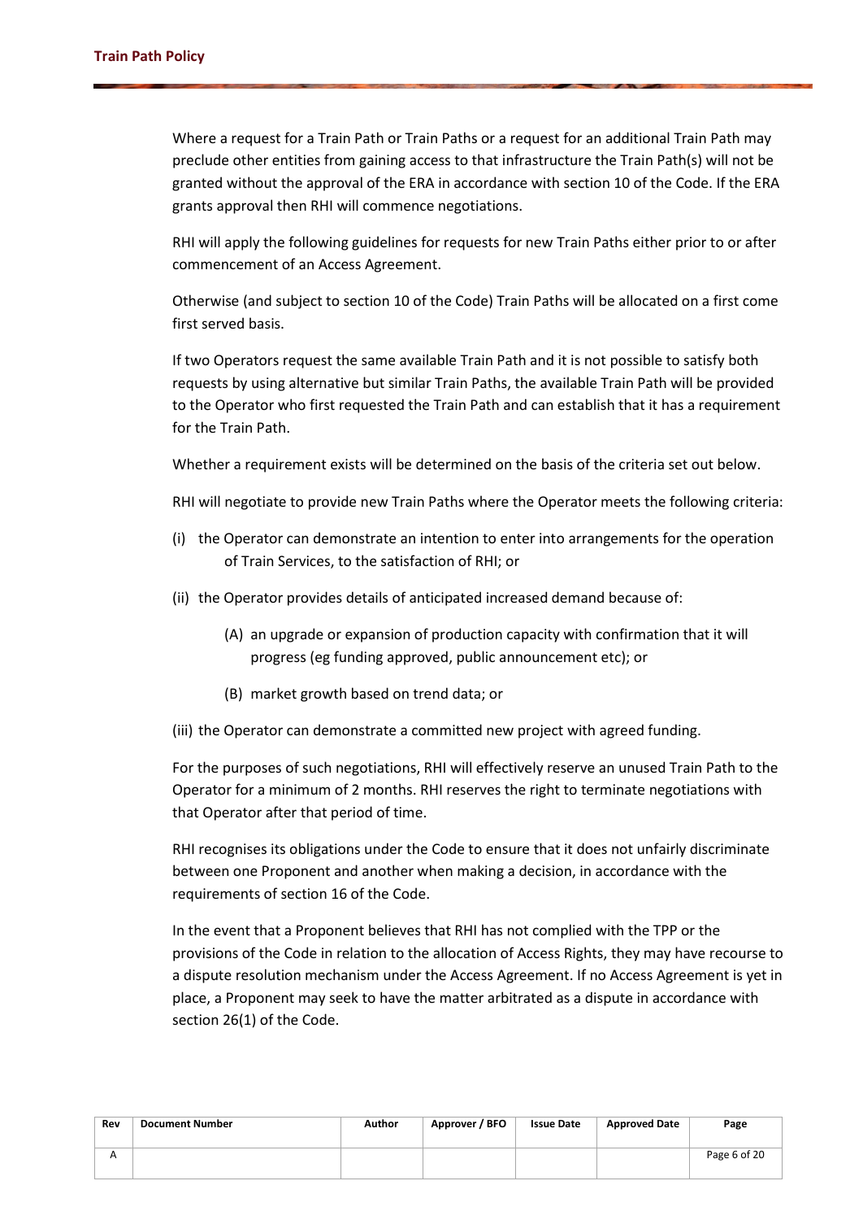Where a request for a Train Path or Train Paths or a request for an additional Train Path may preclude other entities from gaining access to that infrastructure the Train Path(s) will not be granted without the approval of the ERA in accordance with section 10 of the Code. If the ERA grants approval then RHI will commence negotiations.

RHI will apply the following guidelines for requests for new Train Paths either prior to or after commencement of an Access Agreement.

Otherwise (and subject to section 10 of the Code) Train Paths will be allocated on a first come first served basis.

If two Operators request the same available Train Path and it is not possible to satisfy both requests by using alternative but similar Train Paths, the available Train Path will be provided to the Operator who first requested the Train Path and can establish that it has a requirement for the Train Path.

Whether a requirement exists will be determined on the basis of the criteria set out below.

RHI will negotiate to provide new Train Paths where the Operator meets the following criteria:

(i) the Operator can demonstrate an intention to enter into arrangements for the operation of Train Services, to the satisfaction of RHI; or

(ii) the Operator provides details of anticipated increased demand because of:

  (A) an upgrade or expansion of production capacity with confirmation that it will progress (eg funding approved, public announcement etc); or

  (B) market growth based on trend data; or

(iii) the Operator can demonstrate a committed new project with agreed funding.

For the purposes of such negotiations, RHI will effectively reserve an unused Train Path to the Operator for a minimum of 2 months. RHI reserves the right to terminate negotiations with that Operator after that period of time.

RHI recognises its obligations under the Code to ensure that it does not unfairly discriminate between one Proponent and another when making a decision, in accordance with the requirements of section 16 of the Code.

In the event that a Proponent believes that RHI has not complied with the TPP or the provisions of the Code in relation to the allocation of Access Rights, they may have recourse to a dispute resolution mechanism under the Access Agreement. If no Access Agreement is yet in place, a Proponent may seek to have the matter arbitrated as a dispute in accordance with section 26(1) of the Code.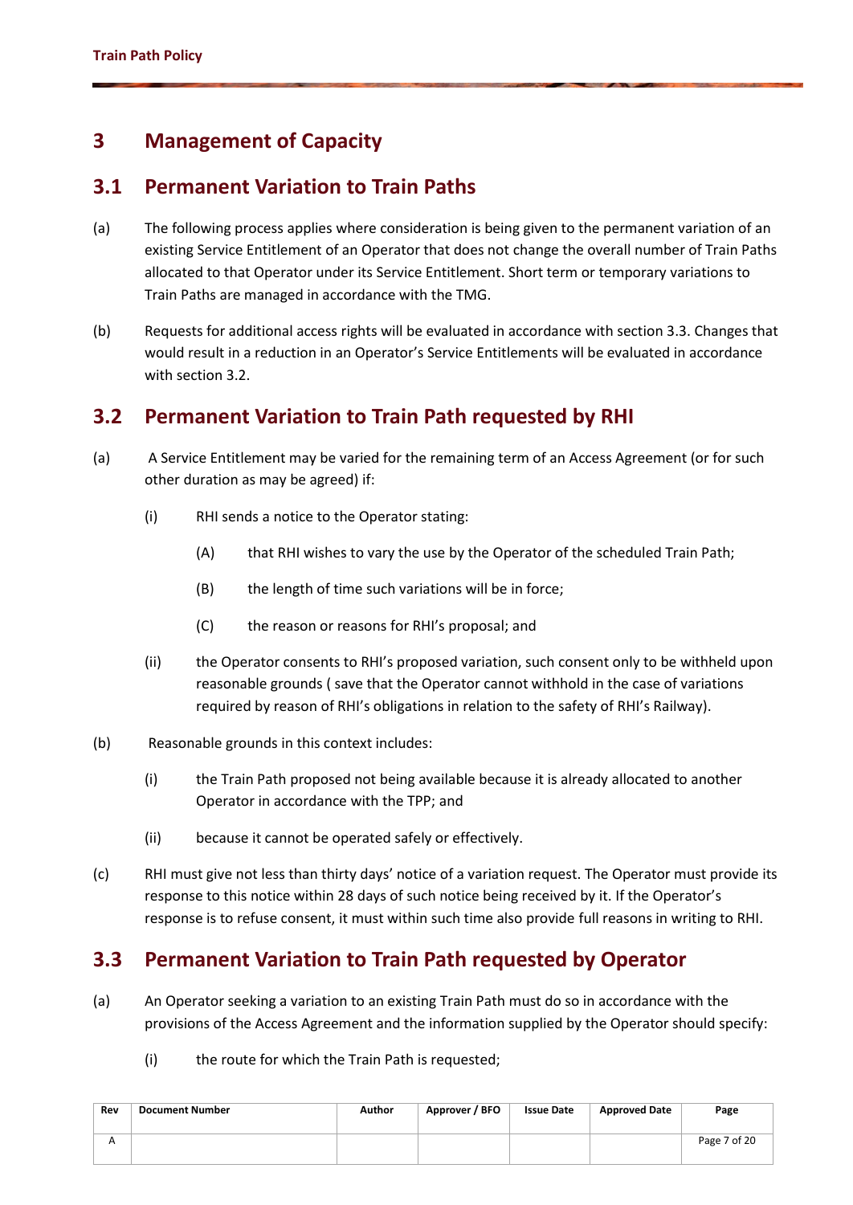# 3 Management of Capacity

## 3.1 Permanent Variation to Train Paths

(a) The following process applies where consideration is being given to the permanent variation of an existing Service Entitlement of an Operator that does not change the overall number of Train Paths allocated to that Operator under its Service Entitlement. Short term or temporary variations to Train Paths are managed in accordance with the TMG.

(b) Requests for additional access rights will be evaluated in accordance with section 3.3. Changes that would result in a reduction in an Operator's Service Entitlements will be evaluated in accordance with section 3.2.

## 3.2 Permanent Variation to Train Path requested by RHI

(a) A Service Entitlement may be varied for the remaining term of an Access Agreement (or for such other duration as may be agreed) if:

- (i) RHI sends a notice to the Operator stating:
  - (A) that RHI wishes to vary the use by the Operator of the scheduled Train Path;
  - (B) the length of time such variations will be in force;
  - (C) the reason or reasons for RHI's proposal; and
- (ii) the Operator consents to RHI's proposed variation, such consent only to be withheld upon reasonable grounds ( save that the Operator cannot withhold in the case of variations required by reason of RHI's obligations in relation to the safety of RHI's Railway).

(b) Reasonable grounds in this context includes:

- (i) the Train Path proposed not being available because it is already allocated to another Operator in accordance with the TPP; and
- (ii) because it cannot be operated safely or effectively.

(c) RHI must give not less than thirty days' notice of a variation request. The Operator must provide its response to this notice within 28 days of such notice being received by it. If the Operator's response is to refuse consent, it must within such time also provide full reasons in writing to RHI.

## 3.3 Permanent Variation to Train Path requested by Operator

(a) An Operator seeking a variation to an existing Train Path must do so in accordance with the provisions of the Access Agreement and the information supplied by the Operator should specify:

- (i) the route for which the Train Path is requested;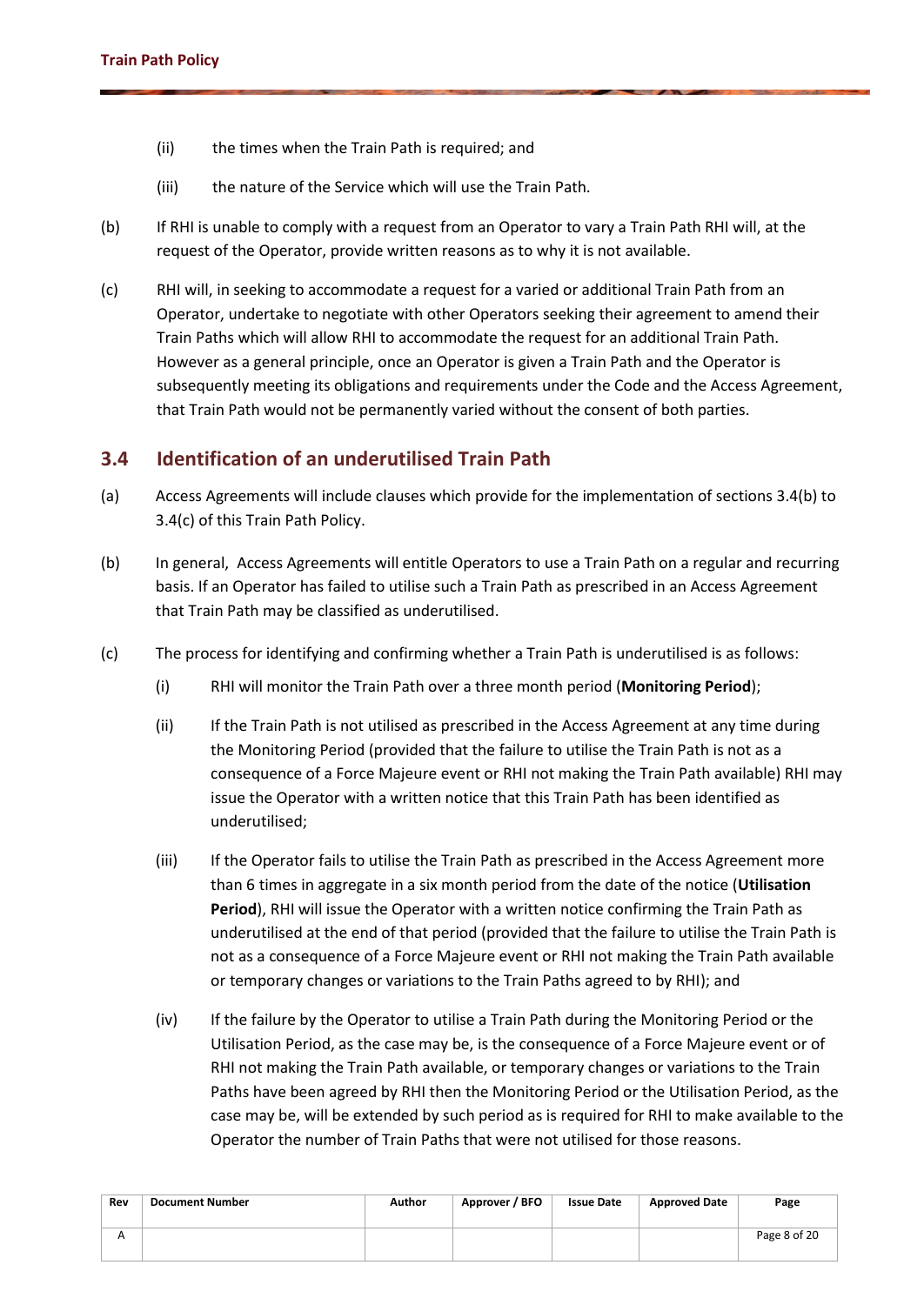(ii) the times when the Train Path is required; and

(iii) the nature of the Service which will use the Train Path.

(b) If RHI is unable to comply with a request from an Operator to vary a Train Path RHI will, at the request of the Operator, provide written reasons as to why it is not available.

(c) RHI will, in seeking to accommodate a request for a varied or additional Train Path from an Operator, undertake to negotiate with other Operators seeking their agreement to amend their Train Paths which will allow RHI to accommodate the request for an additional Train Path. However as a general principle, once an Operator is given a Train Path and the Operator is subsequently meeting its obligations and requirements under the Code and the Access Agreement, that Train Path would not be permanently varied without the consent of both parties.

## 3.4 Identification of an underutilised Train Path

(a) Access Agreements will include clauses which provide for the implementation of sections 3.4(b) to 3.4(c) of this Train Path Policy.

(b) In general, Access Agreements will entitle Operators to use a Train Path on a regular and recurring basis. If an Operator has failed to utilise such a Train Path as prescribed in an Access Agreement that Train Path may be classified as underutilised.

(c) The process for identifying and confirming whether a Train Path is underutilised is as follows:

  (i) RHI will monitor the Train Path over a three month period (**Monitoring Period**);

  (ii) If the Train Path is not utilised as prescribed in the Access Agreement at any time during the Monitoring Period (provided that the failure to utilise the Train Path is not as a consequence of a Force Majeure event or RHI not making the Train Path available) RHI may issue the Operator with a written notice that this Train Path has been identified as underutilised;

  (iii) If the Operator fails to utilise the Train Path as prescribed in the Access Agreement more than 6 times in aggregate in a six month period from the date of the notice (**Utilisation Period**), RHI will issue the Operator with a written notice confirming the Train Path as underutilised at the end of that period (provided that the failure to utilise the Train Path is not as a consequence of a Force Majeure event or RHI not making the Train Path available or temporary changes or variations to the Train Paths agreed to by RHI); and

  (iv) If the failure by the Operator to utilise a Train Path during the Monitoring Period or the Utilisation Period, as the case may be, is the consequence of a Force Majeure event or of RHI not making the Train Path available, or temporary changes or variations to the Train Paths have been agreed by RHI then the Monitoring Period or the Utilisation Period, as the case may be, will be extended by such period as is required for RHI to make available to the Operator the number of Train Paths that were not utilised for those reasons.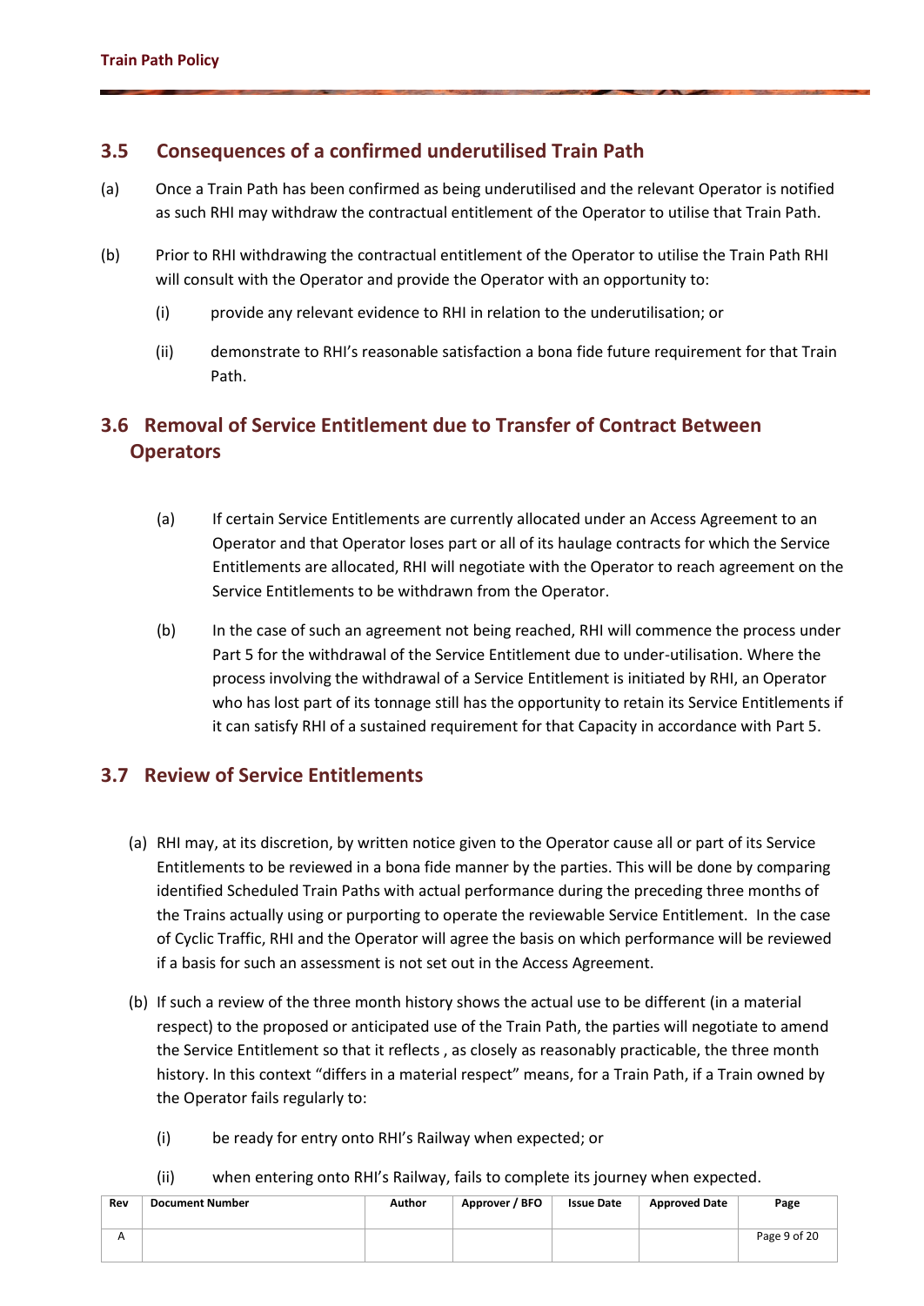## 3.5 Consequences of a confirmed underutilised Train Path

(a) Once a Train Path has been confirmed as being underutilised and the relevant Operator is notified as such RHI may withdraw the contractual entitlement of the Operator to utilise that Train Path.

(b) Prior to RHI withdrawing the contractual entitlement of the Operator to utilise the Train Path RHI will consult with the Operator and provide the Operator with an opportunity to:

   (i) provide any relevant evidence to RHI in relation to the underutilisation; or

   (ii) demonstrate to RHI's reasonable satisfaction a bona fide future requirement for that Train Path.

## 3.6 Removal of Service Entitlement due to Transfer of Contract Between Operators

(a) If certain Service Entitlements are currently allocated under an Access Agreement to an Operator and that Operator loses part or all of its haulage contracts for which the Service Entitlements are allocated, RHI will negotiate with the Operator to reach agreement on the Service Entitlements to be withdrawn from the Operator.

(b) In the case of such an agreement not being reached, RHI will commence the process under Part 5 for the withdrawal of the Service Entitlement due to under-utilisation. Where the process involving the withdrawal of a Service Entitlement is initiated by RHI, an Operator who has lost part of its tonnage still has the opportunity to retain its Service Entitlements if it can satisfy RHI of a sustained requirement for that Capacity in accordance with Part 5.

## 3.7 Review of Service Entitlements

(a) RHI may, at its discretion, by written notice given to the Operator cause all or part of its Service Entitlements to be reviewed in a bona fide manner by the parties. This will be done by comparing identified Scheduled Train Paths with actual performance during the preceding three months of the Trains actually using or purporting to operate the reviewable Service Entitlement. In the case of Cyclic Traffic, RHI and the Operator will agree the basis on which performance will be reviewed if a basis for such an assessment is not set out in the Access Agreement.

(b) If such a review of the three month history shows the actual use to be different (in a material respect) to the proposed or anticipated use of the Train Path, the parties will negotiate to amend the Service Entitlement so that it reflects , as closely as reasonably practicable, the three month history. In this context "differs in a material respect" means, for a Train Path, if a Train owned by the Operator fails regularly to:

   (i) be ready for entry onto RHI's Railway when expected; or

   (ii) when entering onto RHI's Railway, fails to complete its journey when expected.

| Rev | Document Number | Author | Approver / BFO | Issue Date | Approved Date | Page |
|---|---|---|---|---|---|---|
| A | | | | | | Page 9 of 20 |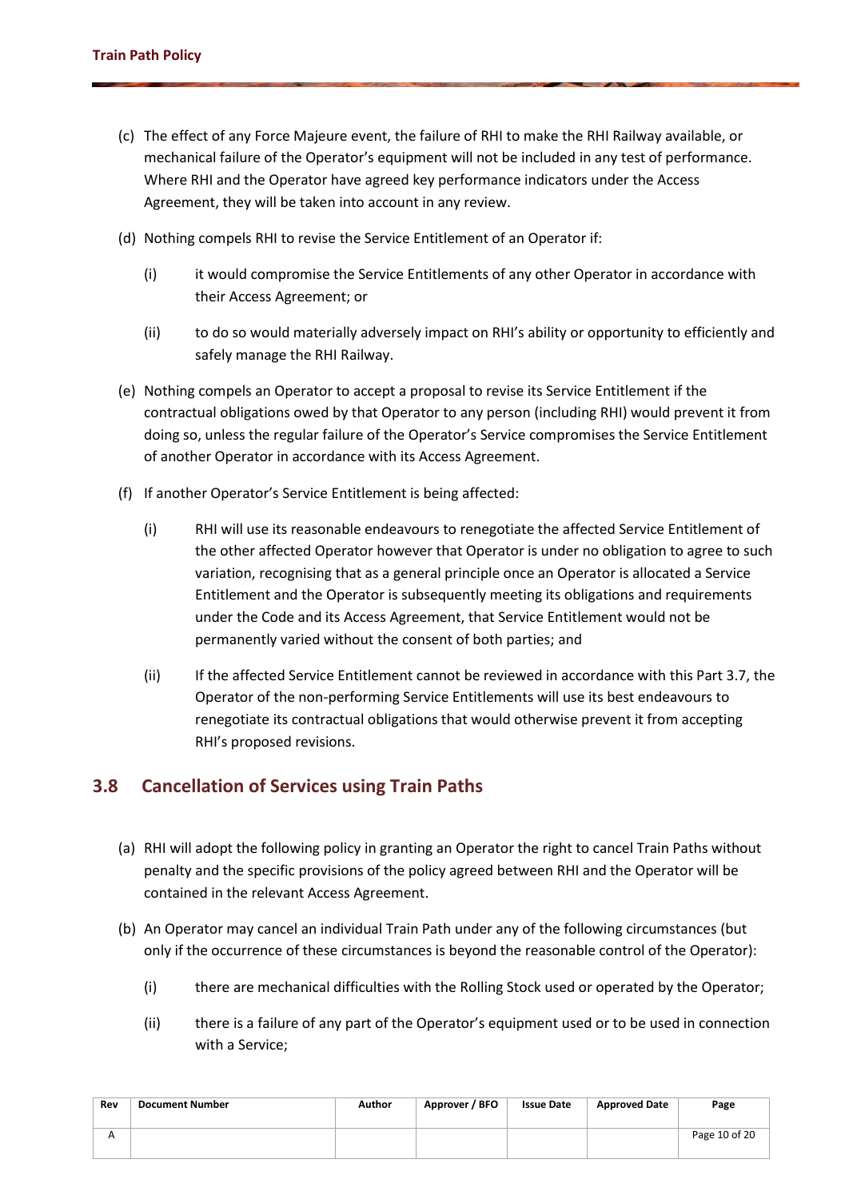(c) The effect of any Force Majeure event, the failure of RHI to make the RHI Railway available, or mechanical failure of the Operator's equipment will not be included in any test of performance. Where RHI and the Operator have agreed key performance indicators under the Access Agreement, they will be taken into account in any review.

(d) Nothing compels RHI to revise the Service Entitlement of an Operator if:

   (i) it would compromise the Service Entitlements of any other Operator in accordance with their Access Agreement; or

   (ii) to do so would materially adversely impact on RHI's ability or opportunity to efficiently and safely manage the RHI Railway.

(e) Nothing compels an Operator to accept a proposal to revise its Service Entitlement if the contractual obligations owed by that Operator to any person (including RHI) would prevent it from doing so, unless the regular failure of the Operator's Service compromises the Service Entitlement of another Operator in accordance with its Access Agreement.

(f) If another Operator's Service Entitlement is being affected:

   (i) RHI will use its reasonable endeavours to renegotiate the affected Service Entitlement of the other affected Operator however that Operator is under no obligation to agree to such variation, recognising that as a general principle once an Operator is allocated a Service Entitlement and the Operator is subsequently meeting its obligations and requirements under the Code and its Access Agreement, that Service Entitlement would not be permanently varied without the consent of both parties; and

   (ii) If the affected Service Entitlement cannot be reviewed in accordance with this Part 3.7, the Operator of the non-performing Service Entitlements will use its best endeavours to renegotiate its contractual obligations that would otherwise prevent it from accepting RHI's proposed revisions.

## 3.8 Cancellation of Services using Train Paths

(a) RHI will adopt the following policy in granting an Operator the right to cancel Train Paths without penalty and the specific provisions of the policy agreed between RHI and the Operator will be contained in the relevant Access Agreement.

(b) An Operator may cancel an individual Train Path under any of the following circumstances (but only if the occurrence of these circumstances is beyond the reasonable control of the Operator):

   (i) there are mechanical difficulties with the Rolling Stock used or operated by the Operator;

   (ii) there is a failure of any part of the Operator's equipment used or to be used in connection with a Service;

| Rev | Document Number | Author | Approver / BFO | Issue Date | Approved Date | Page |
|---|---|---|---|---|---|---|
| A | | | | | | Page 10 of 20 |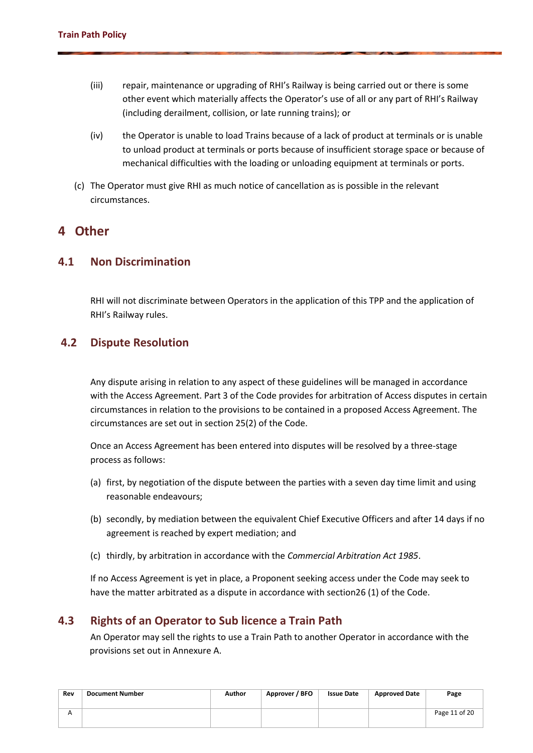(iii) repair, maintenance or upgrading of RHI's Railway is being carried out or there is some other event which materially affects the Operator's use of all or any part of RHI's Railway (including derailment, collision, or late running trains); or

(iv) the Operator is unable to load Trains because of a lack of product at terminals or is unable to unload product at terminals or ports because of insufficient storage space or because of mechanical difficulties with the loading or unloading equipment at terminals or ports.

(c) The Operator must give RHI as much notice of cancellation as is possible in the relevant circumstances.

# 4 Other

## 4.1 Non Discrimination

RHI will not discriminate between Operators in the application of this TPP and the application of RHI's Railway rules.

## 4.2 Dispute Resolution

Any dispute arising in relation to any aspect of these guidelines will be managed in accordance with the Access Agreement. Part 3 of the Code provides for arbitration of Access disputes in certain circumstances in relation to the provisions to be contained in a proposed Access Agreement. The circumstances are set out in section 25(2) of the Code.

Once an Access Agreement has been entered into disputes will be resolved by a three-stage process as follows:

(a) first, by negotiation of the dispute between the parties with a seven day time limit and using reasonable endeavours;

(b) secondly, by mediation between the equivalent Chief Executive Officers and after 14 days if no agreement is reached by expert mediation; and

(c) thirdly, by arbitration in accordance with the *Commercial Arbitration Act 1985*.

If no Access Agreement is yet in place, a Proponent seeking access under the Code may seek to have the matter arbitrated as a dispute in accordance with section26 (1) of the Code.

## 4.3 Rights of an Operator to Sub licence a Train Path

An Operator may sell the rights to use a Train Path to another Operator in accordance with the provisions set out in Annexure A.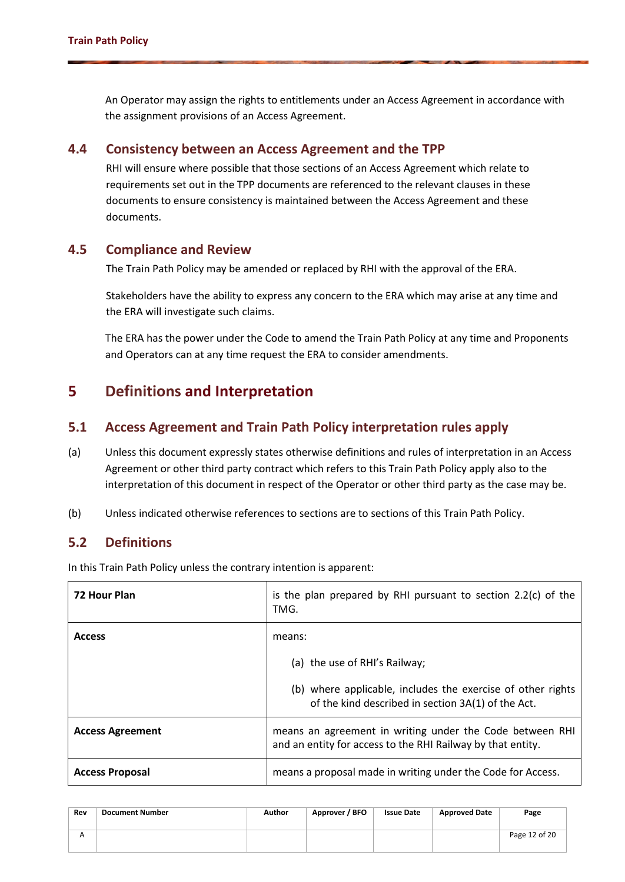An Operator may assign the rights to entitlements under an Access Agreement in accordance with the assignment provisions of an Access Agreement.

### 4.4 Consistency between an Access Agreement and the TPP

RHI will ensure where possible that those sections of an Access Agreement which relate to requirements set out in the TPP documents are referenced to the relevant clauses in these documents to ensure consistency is maintained between the Access Agreement and these documents.

### 4.5 Compliance and Review

The Train Path Policy may be amended or replaced by RHI with the approval of the ERA.

Stakeholders have the ability to express any concern to the ERA which may arise at any time and the ERA will investigate such claims.

The ERA has the power under the Code to amend the Train Path Policy at any time and Proponents and Operators can at any time request the ERA to consider amendments.

## 5 Definitions and Interpretation

### 5.1 Access Agreement and Train Path Policy interpretation rules apply

(a) Unless this document expressly states otherwise definitions and rules of interpretation in an Access Agreement or other third party contract which refers to this Train Path Policy apply also to the interpretation of this document in respect of the Operator or other third party as the case may be.

(b) Unless indicated otherwise references to sections are to sections of this Train Path Policy.

### 5.2 Definitions

In this Train Path Policy unless the contrary intention is apparent:

| Term | Definition |
|---|---|
| **72 Hour Plan** | is the plan prepared by RHI pursuant to section 2.2(c) of the TMG. |
| **Access** | means:<br>(a) the use of RHI's Railway;<br>(b) where applicable, includes the exercise of other rights of the kind described in section 3A(1) of the Act. |
| **Access Agreement** | means an agreement in writing under the Code between RHI and an entity for access to the RHI Railway by that entity. |
| **Access Proposal** | means a proposal made in writing under the Code for Access. |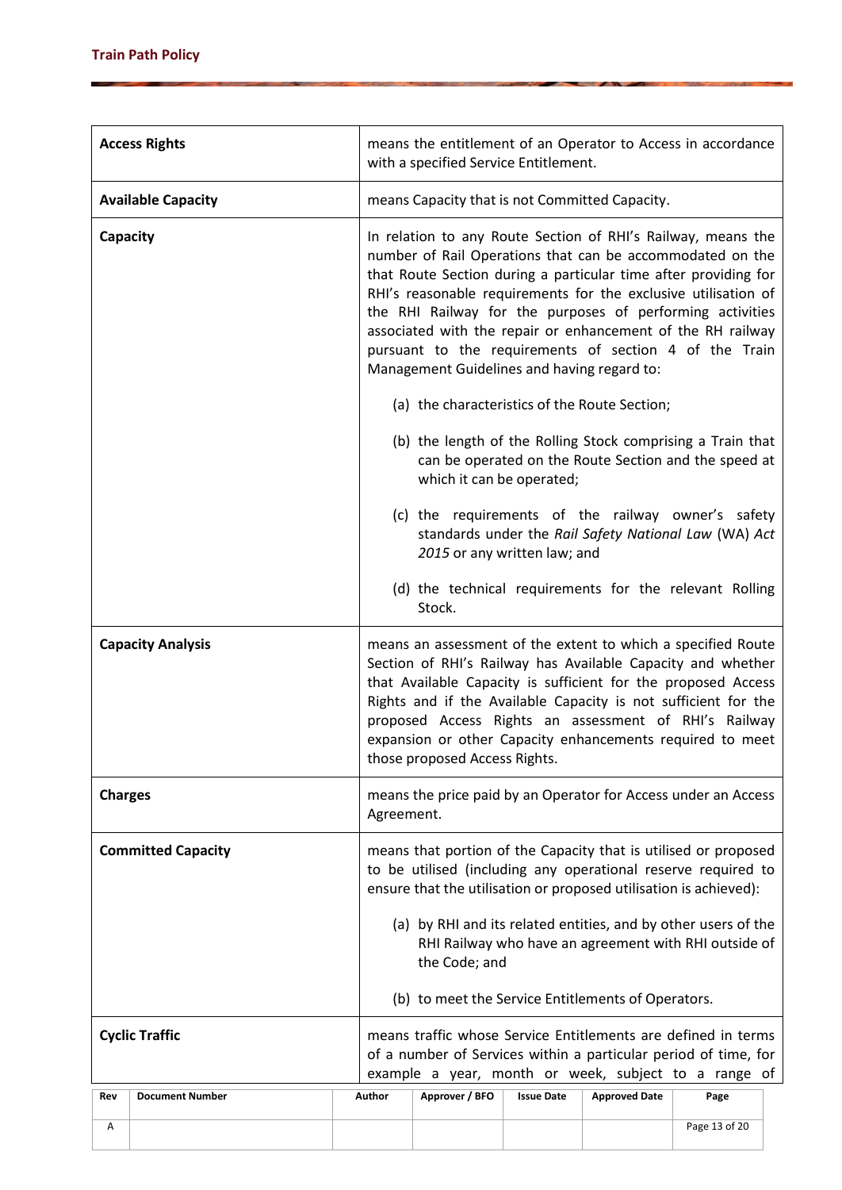| | |
|---|---|
| **Access Rights** | means the entitlement of an Operator to Access in accordance with a specified Service Entitlement. |
| **Available Capacity** | means Capacity that is not Committed Capacity. |
| **Capacity** | In relation to any Route Section of RHI's Railway, means the number of Rail Operations that can be accommodated on the that Route Section during a particular time after providing for RHI's reasonable requirements for the exclusive utilisation of the RHI Railway for the purposes of performing activities associated with the repair or enhancement of the RH railway pursuant to the requirements of section 4 of the Train Management Guidelines and having regard to:<br><br>(a) the characteristics of the Route Section;<br><br>(b) the length of the Rolling Stock comprising a Train that can be operated on the Route Section and the speed at which it can be operated;<br><br>(c) the requirements of the railway owner's safety standards under the *Rail Safety National Law* (WA) *Act 2015* or any written law; and<br><br>(d) the technical requirements for the relevant Rolling Stock. |
| **Capacity Analysis** | means an assessment of the extent to which a specified Route Section of RHI's Railway has Available Capacity and whether that Available Capacity is sufficient for the proposed Access Rights and if the Available Capacity is not sufficient for the proposed Access Rights an assessment of RHI's Railway expansion or other Capacity enhancements required to meet those proposed Access Rights. |
| **Charges** | means the price paid by an Operator for Access under an Access Agreement. |
| **Committed Capacity** | means that portion of the Capacity that is utilised or proposed to be utilised (including any operational reserve required to ensure that the utilisation or proposed utilisation is achieved):<br><br>(a) by RHI and its related entities, and by other users of the RHI Railway who have an agreement with RHI outside of the Code; and<br><br>(b) to meet the Service Entitlements of Operators. |
| **Cyclic Traffic** | means traffic whose Service Entitlements are defined in terms of a number of Services within a particular period of time, for example a year, month or week, subject to a range of |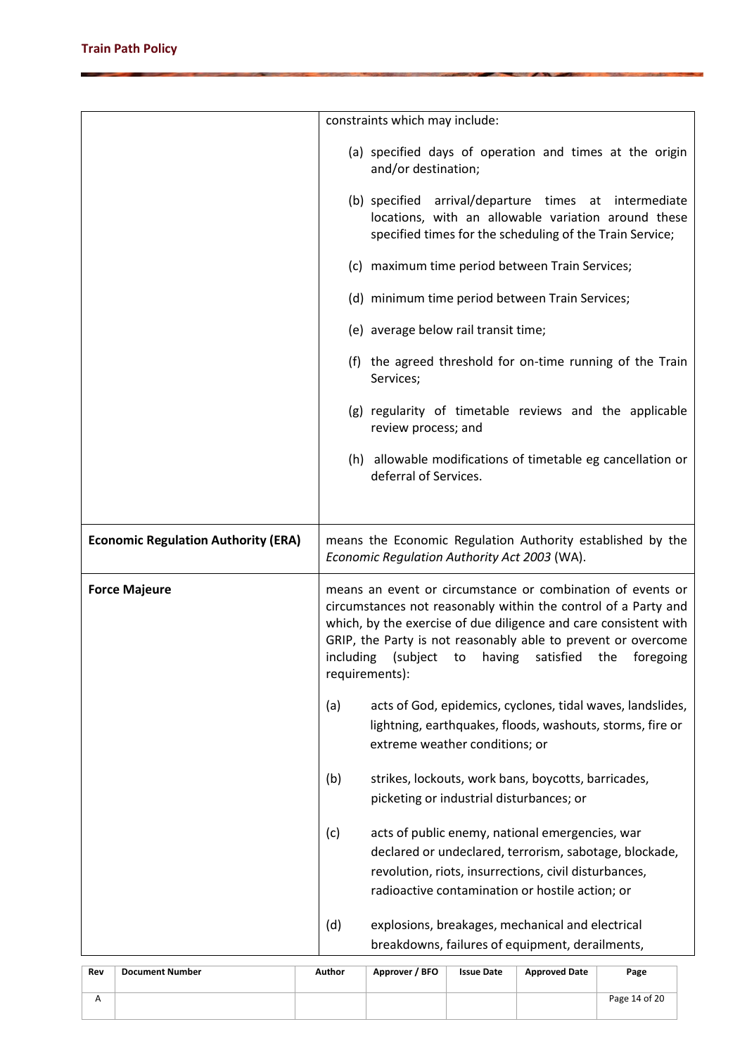| | |
|---|---|
| | constraints which may include:<br><br>(a) specified days of operation and times at the origin and/or destination;<br><br>(b) specified arrival/departure times at intermediate locations, with an allowable variation around these specified times for the scheduling of the Train Service;<br><br>(c) maximum time period between Train Services;<br><br>(d) minimum time period between Train Services;<br><br>(e) average below rail transit time;<br><br>(f) the agreed threshold for on-time running of the Train Services;<br><br>(g) regularity of timetable reviews and the applicable review process; and<br><br>(h) allowable modifications of timetable eg cancellation or deferral of Services. |
| **Economic Regulation Authority (ERA)** | means the Economic Regulation Authority established by the *Economic Regulation Authority Act 2003* (WA). |
| **Force Majeure** | means an event or circumstance or combination of events or circumstances not reasonably within the control of a Party and which, by the exercise of due diligence and care consistent with GRIP, the Party is not reasonably able to prevent or overcome including (subject to having satisfied the foregoing requirements):<br><br>(a) acts of God, epidemics, cyclones, tidal waves, landslides, lightning, earthquakes, floods, washouts, storms, fire or extreme weather conditions; or<br><br>(b) strikes, lockouts, work bans, boycotts, barricades, picketing or industrial disturbances; or<br><br>(c) acts of public enemy, national emergencies, war declared or undeclared, terrorism, sabotage, blockade, revolution, riots, insurrections, civil disturbances, radioactive contamination or hostile action; or<br><br>(d) explosions, breakages, mechanical and electrical breakdowns, failures of equipment, derailments, |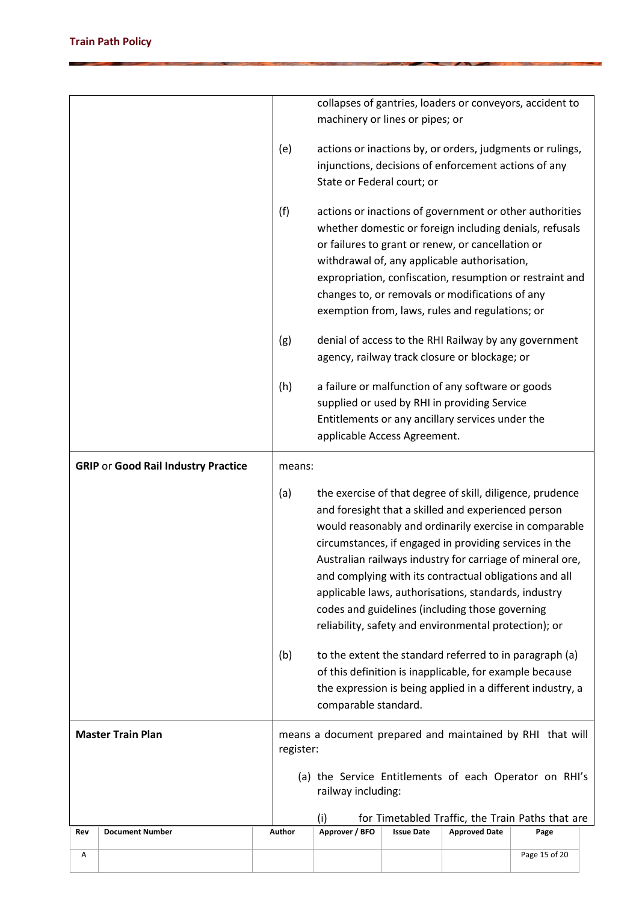| | |
|---|---|
| | collapses of gantries, loaders or conveyors, accident to machinery or lines or pipes; or<br><br>(e) actions or inactions by, or orders, judgments or rulings, injunctions, decisions of enforcement actions of any State or Federal court; or<br><br>(f) actions or inactions of government or other authorities whether domestic or foreign including denials, refusals or failures to grant or renew, or cancellation or withdrawal of, any applicable authorisation, expropriation, confiscation, resumption or restraint and changes to, or removals or modifications of any exemption from, laws, rules and regulations; or<br><br>(g) denial of access to the RHI Railway by any government agency, railway track closure or blockage; or<br><br>(h) a failure or malfunction of any software or goods supplied or used by RHI in providing Service Entitlements or any ancillary services under the applicable Access Agreement. |
| **GRIP** or **Good Rail Industry Practice** | means:<br><br>(a) the exercise of that degree of skill, diligence, prudence and foresight that a skilled and experienced person would reasonably and ordinarily exercise in comparable circumstances, if engaged in providing services in the Australian railways industry for carriage of mineral ore, and complying with its contractual obligations and all applicable laws, authorisations, standards, industry codes and guidelines (including those governing reliability, safety and environmental protection); or<br><br>(b) to the extent the standard referred to in paragraph (a) of this definition is inapplicable, for example because the expression is being applied in a different industry, a comparable standard. |
| **Master Train Plan** | means a document prepared and maintained by RHI that will register:<br><br>(a) the Service Entitlements of each Operator on RHI's railway including:<br><br>(i) for Timetabled Traffic, the Train Paths that are |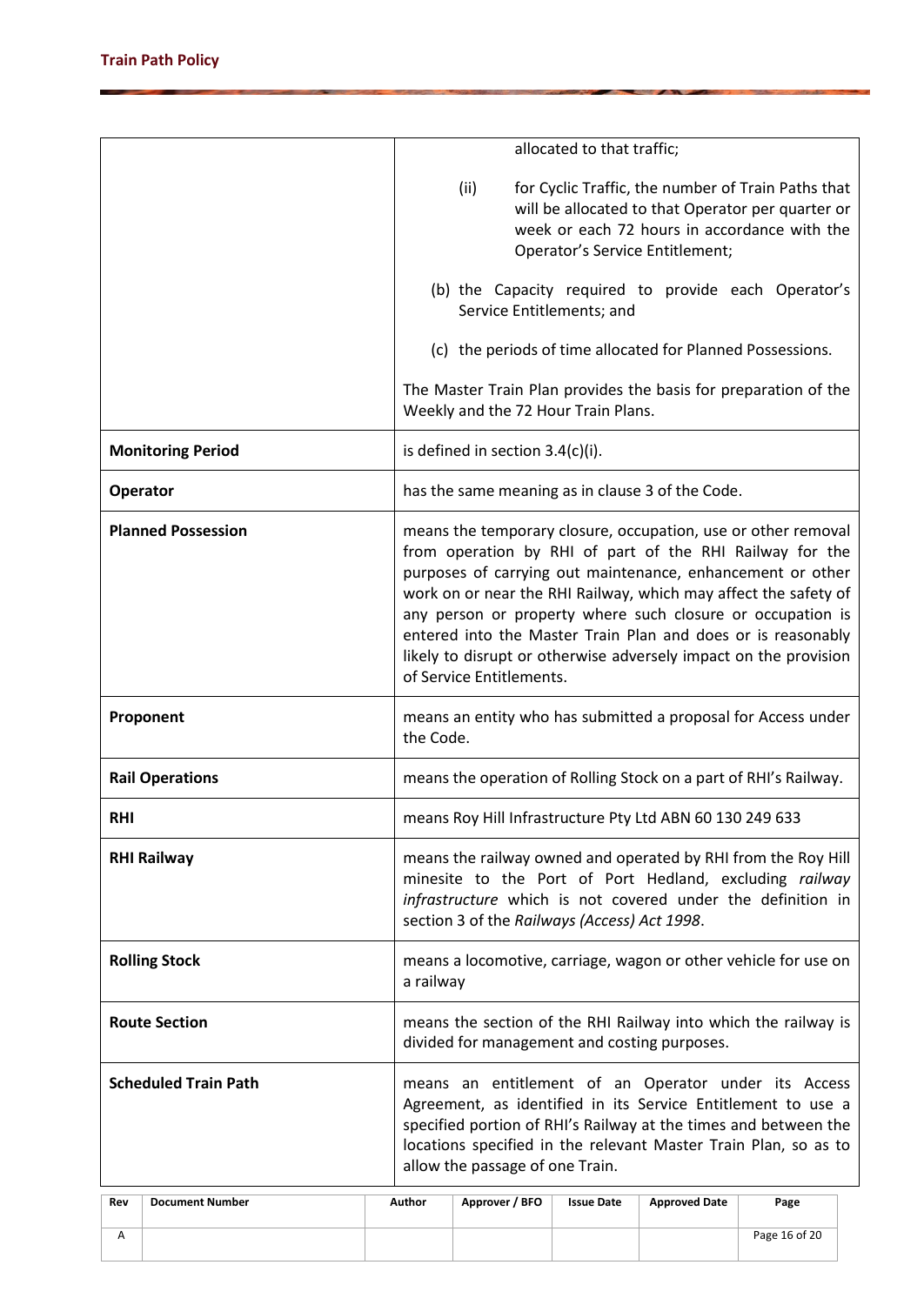| | |
|---|---|
| | allocated to that traffic;<br><br>(ii) for Cyclic Traffic, the number of Train Paths that will be allocated to that Operator per quarter or week or each 72 hours in accordance with the Operator's Service Entitlement;<br><br>(b) the Capacity required to provide each Operator's Service Entitlements; and<br><br>(c) the periods of time allocated for Planned Possessions.<br><br>The Master Train Plan provides the basis for preparation of the Weekly and the 72 Hour Train Plans. |
| **Monitoring Period** | is defined in section 3.4(c)(i). |
| **Operator** | has the same meaning as in clause 3 of the Code. |
| **Planned Possession** | means the temporary closure, occupation, use or other removal from operation by RHI of part of the RHI Railway for the purposes of carrying out maintenance, enhancement or other work on or near the RHI Railway, which may affect the safety of any person or property where such closure or occupation is entered into the Master Train Plan and does or is reasonably likely to disrupt or otherwise adversely impact on the provision of Service Entitlements. |
| **Proponent** | means an entity who has submitted a proposal for Access under the Code. |
| **Rail Operations** | means the operation of Rolling Stock on a part of RHI's Railway. |
| **RHI** | means Roy Hill Infrastructure Pty Ltd ABN 60 130 249 633 |
| **RHI Railway** | means the railway owned and operated by RHI from the Roy Hill minesite to the Port of Port Hedland, excluding *railway infrastructure* which is not covered under the definition in section 3 of the *Railways (Access) Act 1998*. |
| **Rolling Stock** | means a locomotive, carriage, wagon or other vehicle for use on a railway |
| **Route Section** | means the section of the RHI Railway into which the railway is divided for management and costing purposes. |
| **Scheduled Train Path** | means an entitlement of an Operator under its Access Agreement, as identified in its Service Entitlement to use a specified portion of RHI's Railway at the times and between the locations specified in the relevant Master Train Plan, so as to allow the passage of one Train. |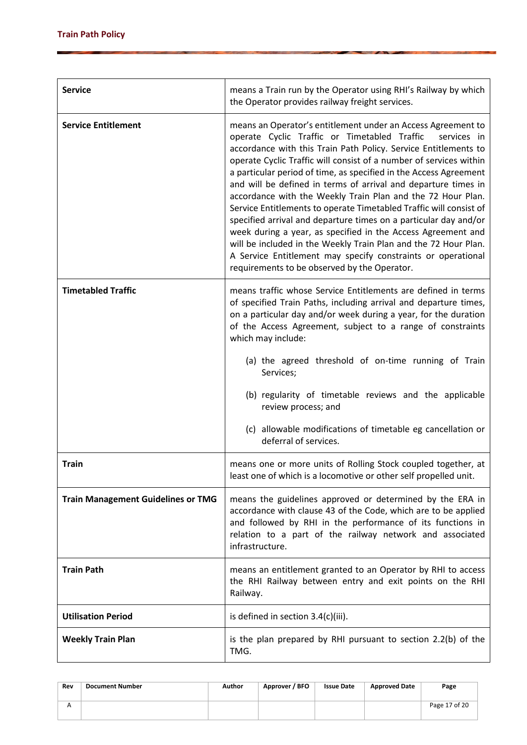| | |
|---|---|
| **Service** | means a Train run by the Operator using RHI's Railway by which the Operator provides railway freight services. |
| **Service Entitlement** | means an Operator's entitlement under an Access Agreement to operate Cyclic Traffic or Timetabled Traffic services in accordance with this Train Path Policy. Service Entitlements to operate Cyclic Traffic will consist of a number of services within a particular period of time, as specified in the Access Agreement and will be defined in terms of arrival and departure times in accordance with the Weekly Train Plan and the 72 Hour Plan. Service Entitlements to operate Timetabled Traffic will consist of specified arrival and departure times on a particular day and/or week during a year, as specified in the Access Agreement and will be included in the Weekly Train Plan and the 72 Hour Plan. A Service Entitlement may specify constraints or operational requirements to be observed by the Operator. |
| **Timetabled Traffic** | means traffic whose Service Entitlements are defined in terms of specified Train Paths, including arrival and departure times, on a particular day and/or week during a year, for the duration of the Access Agreement, subject to a range of constraints which may include:<br><br>(a) the agreed threshold of on-time running of Train Services;<br><br>(b) regularity of timetable reviews and the applicable review process; and<br><br>(c) allowable modifications of timetable eg cancellation or deferral of services. |
| **Train** | means one or more units of Rolling Stock coupled together, at least one of which is a locomotive or other self propelled unit. |
| **Train Management Guidelines or TMG** | means the guidelines approved or determined by the ERA in accordance with clause 43 of the Code, which are to be applied and followed by RHI in the performance of its functions in relation to a part of the railway network and associated infrastructure. |
| **Train Path** | means an entitlement granted to an Operator by RHI to access the RHI Railway between entry and exit points on the RHI Railway. |
| **Utilisation Period** | is defined in section 3.4(c)(iii). |
| **Weekly Train Plan** | is the plan prepared by RHI pursuant to section 2.2(b) of the TMG. |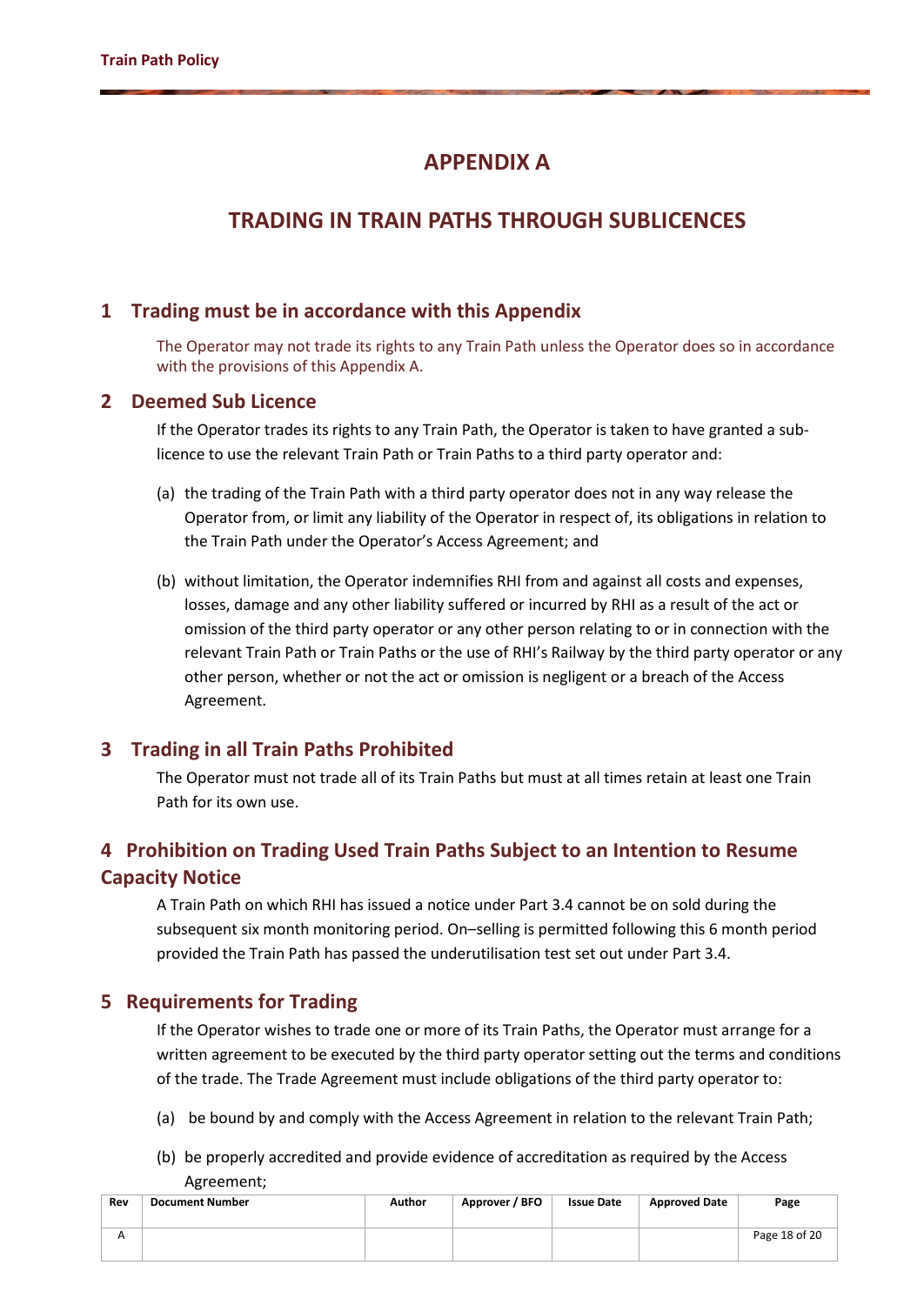# APPENDIX A

# TRADING IN TRAIN PATHS THROUGH SUBLICENCES

## 1 Trading must be in accordance with this Appendix

The Operator may not trade its rights to any Train Path unless the Operator does so in accordance with the provisions of this Appendix A.

## 2 Deemed Sub Licence

If the Operator trades its rights to any Train Path, the Operator is taken to have granted a sub-licence to use the relevant Train Path or Train Paths to a third party operator and:

(a) the trading of the Train Path with a third party operator does not in any way release the Operator from, or limit any liability of the Operator in respect of, its obligations in relation to the Train Path under the Operator's Access Agreement; and

(b) without limitation, the Operator indemnifies RHI from and against all costs and expenses, losses, damage and any other liability suffered or incurred by RHI as a result of the act or omission of the third party operator or any other person relating to or in connection with the relevant Train Path or Train Paths or the use of RHI's Railway by the third party operator or any other person, whether or not the act or omission is negligent or a breach of the Access Agreement.

## 3 Trading in all Train Paths Prohibited

The Operator must not trade all of its Train Paths but must at all times retain at least one Train Path for its own use.

## 4 Prohibition on Trading Used Train Paths Subject to an Intention to Resume Capacity Notice

A Train Path on which RHI has issued a notice under Part 3.4 cannot be on sold during the subsequent six month monitoring period. On–selling is permitted following this 6 month period provided the Train Path has passed the underutilisation test set out under Part 3.4.

## 5 Requirements for Trading

If the Operator wishes to trade one or more of its Train Paths, the Operator must arrange for a written agreement to be executed by the third party operator setting out the terms and conditions of the trade. The Trade Agreement must include obligations of the third party operator to:

(a) be bound by and comply with the Access Agreement in relation to the relevant Train Path;

(b) be properly accredited and provide evidence of accreditation as required by the Access Agreement;

| Rev | Document Number | Author | Approver / BFO | Issue Date | Approved Date | Page |
|---|---|---|---|---|---|---|
| A | | | | | | Page 18 of 20 |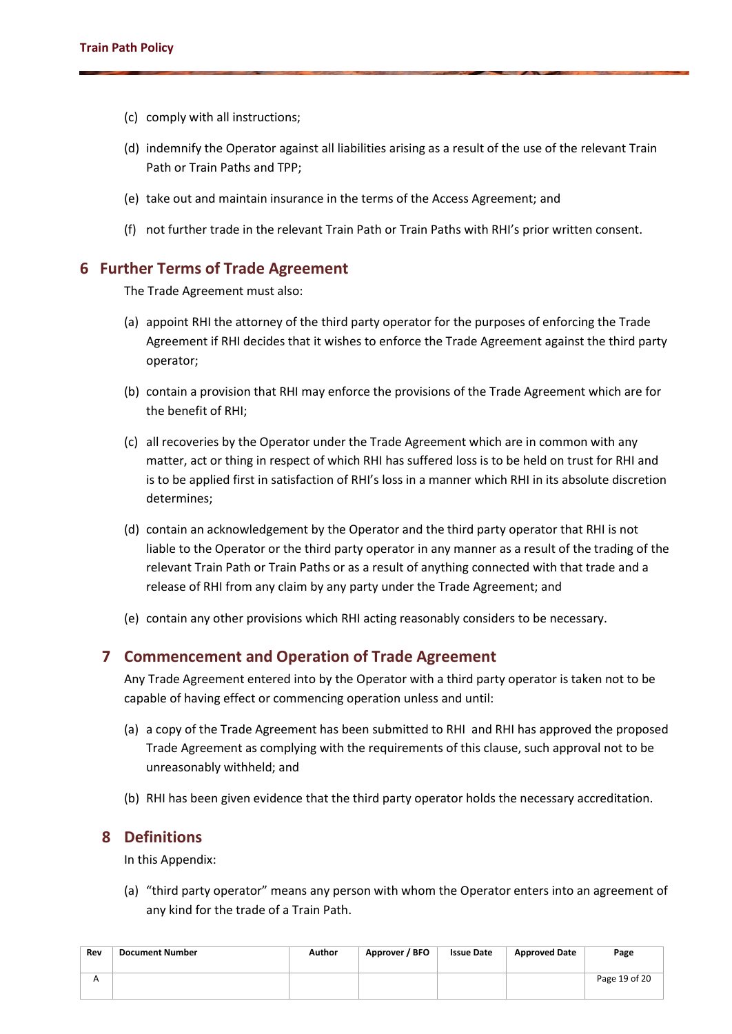(c) comply with all instructions;

(d) indemnify the Operator against all liabilities arising as a result of the use of the relevant Train Path or Train Paths and TPP;

(e) take out and maintain insurance in the terms of the Access Agreement; and

(f) not further trade in the relevant Train Path or Train Paths with RHI's prior written consent.

## 6 Further Terms of Trade Agreement

The Trade Agreement must also:

(a) appoint RHI the attorney of the third party operator for the purposes of enforcing the Trade Agreement if RHI decides that it wishes to enforce the Trade Agreement against the third party operator;

(b) contain a provision that RHI may enforce the provisions of the Trade Agreement which are for the benefit of RHI;

(c) all recoveries by the Operator under the Trade Agreement which are in common with any matter, act or thing in respect of which RHI has suffered loss is to be held on trust for RHI and is to be applied first in satisfaction of RHI's loss in a manner which RHI in its absolute discretion determines;

(d) contain an acknowledgement by the Operator and the third party operator that RHI is not liable to the Operator or the third party operator in any manner as a result of the trading of the relevant Train Path or Train Paths or as a result of anything connected with that trade and a release of RHI from any claim by any party under the Trade Agreement; and

(e) contain any other provisions which RHI acting reasonably considers to be necessary.

## 7 Commencement and Operation of Trade Agreement

Any Trade Agreement entered into by the Operator with a third party operator is taken not to be capable of having effect or commencing operation unless and until:

(a) a copy of the Trade Agreement has been submitted to RHI and RHI has approved the proposed Trade Agreement as complying with the requirements of this clause, such approval not to be unreasonably withheld; and

(b) RHI has been given evidence that the third party operator holds the necessary accreditation.

## 8 Definitions

In this Appendix:

(a) "third party operator" means any person with whom the Operator enters into an agreement of any kind for the trade of a Train Path.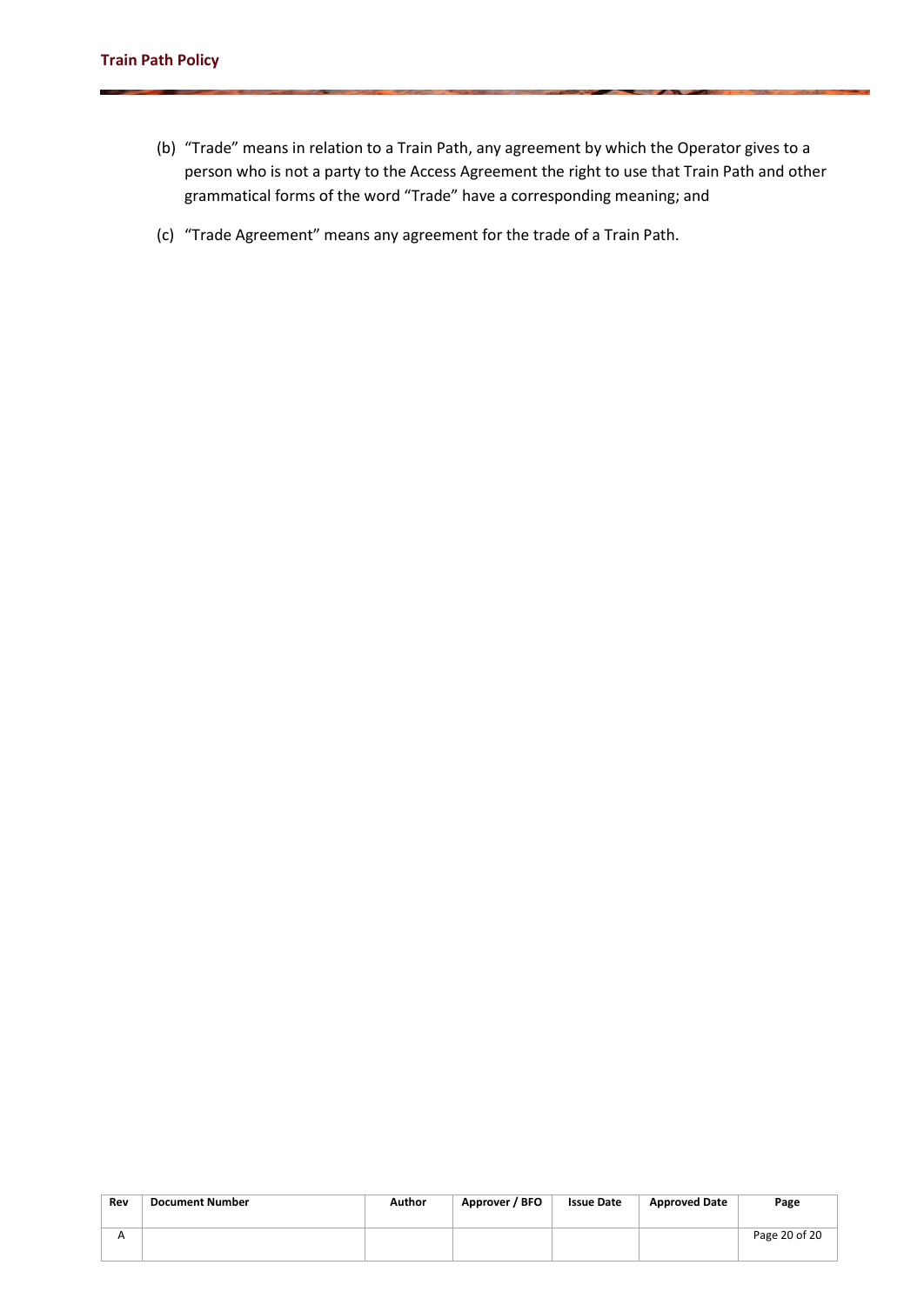(b) “Trade” means in relation to a Train Path, any agreement by which the Operator gives to a person who is not a party to the Access Agreement the right to use that Train Path and other grammatical forms of the word “Trade” have a corresponding meaning; and

(c) “Trade Agreement” means any agreement for the trade of a Train Path.